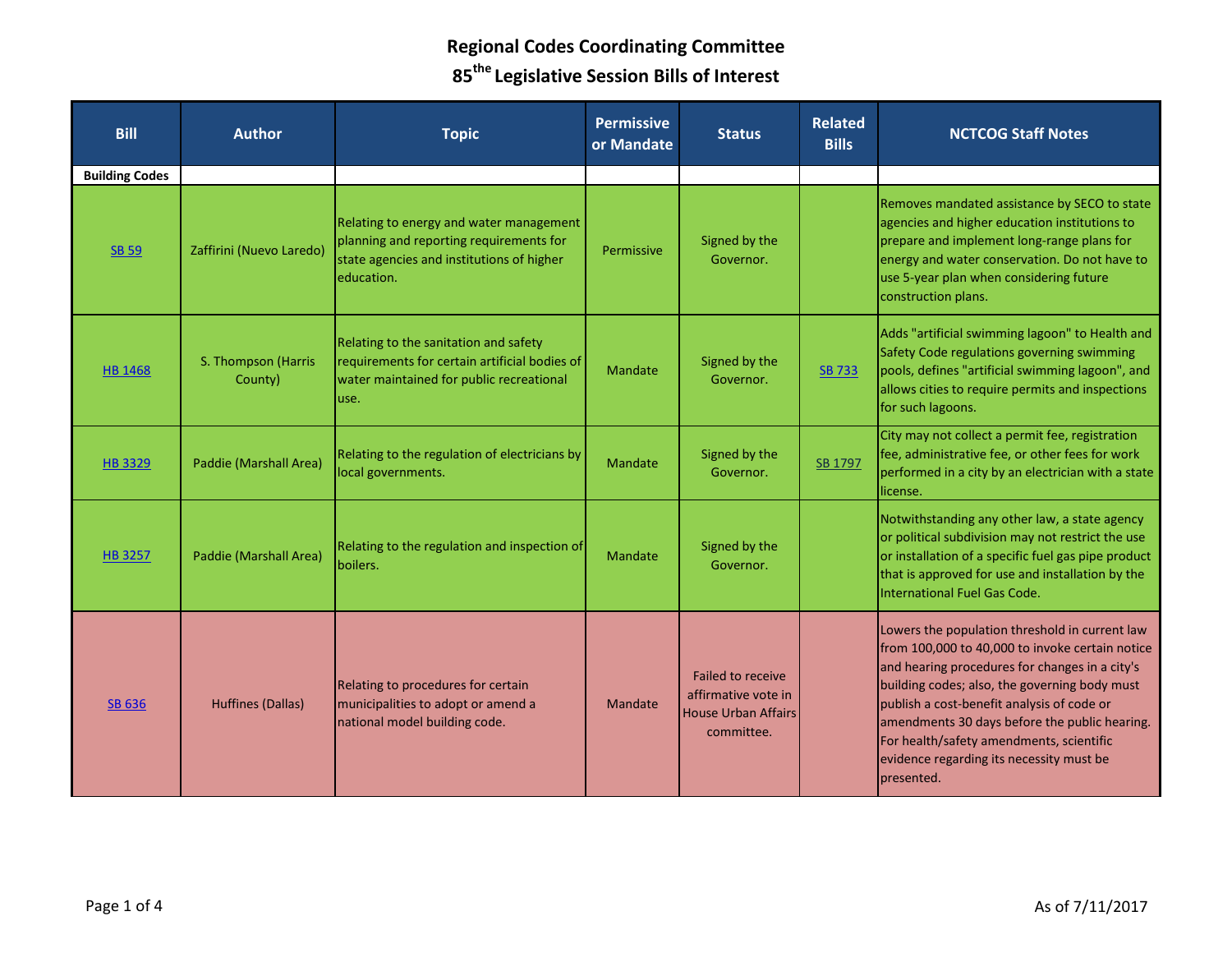# Regional Codes Coordinating Committee

## 85[the] Legislative Session Bills of Interest

| Bill | Author | Topic | Permissive or Mandate | Status | Related Bills | NCTCOG Staff Notes |
|---|---|---|---|---|---|---|
| **Building Codes** | | | | | | |
| SB 59 | Zaffirini (Nuevo Laredo) | Relating to energy and water management planning and reporting requirements for state agencies and institutions of higher education. | Permissive | Signed by the Governor. | | Removes mandated assistance by SECO to state agencies and higher education institutions to prepare and implement long-range plans for energy and water conservation. Do not have to use 5-year plan when considering future construction plans. |
| HB 1468 | S. Thompson (Harris County) | Relating to the sanitation and safety requirements for certain artificial bodies of water maintained for public recreational use. | Mandate | Signed by the Governor. | SB 733 | Adds "artificial swimming lagoon" to Health and Safety Code regulations governing swimming pools, defines "artificial swimming lagoon", and allows cities to require permits and inspections for such lagoons. |
| HB 3329 | Paddie (Marshall Area) | Relating to the regulation of electricians by local governments. | Mandate | Signed by the Governor. | SB 1797 | City may not collect a permit fee, registration fee, administrative fee, or other fees for work performed in a city by an electrician with a state license. |
| HB 3257 | Paddie (Marshall Area) | Relating to the regulation and inspection of boilers. | Mandate | Signed by the Governor. | | Notwithstanding any other law, a state agency or political subdivision may not restrict the use or installation of a specific fuel gas pipe product that is approved for use and installation by the International Fuel Gas Code. |
| SB 636 | Huffines (Dallas) | Relating to procedures for certain municipalities to adopt or amend a national model building code. | Mandate | Failed to receive affirmative vote in House Urban Affairs committee. | | Lowers the population threshold in current law from 100,000 to 40,000 to invoke certain notice and hearing procedures for changes in a city's building codes; also, the governing body must publish a cost-benefit analysis of code or amendments 30 days before the public hearing. For health/safety amendments, scientific evidence regarding its necessity must be presented. |

As of 7/11/2017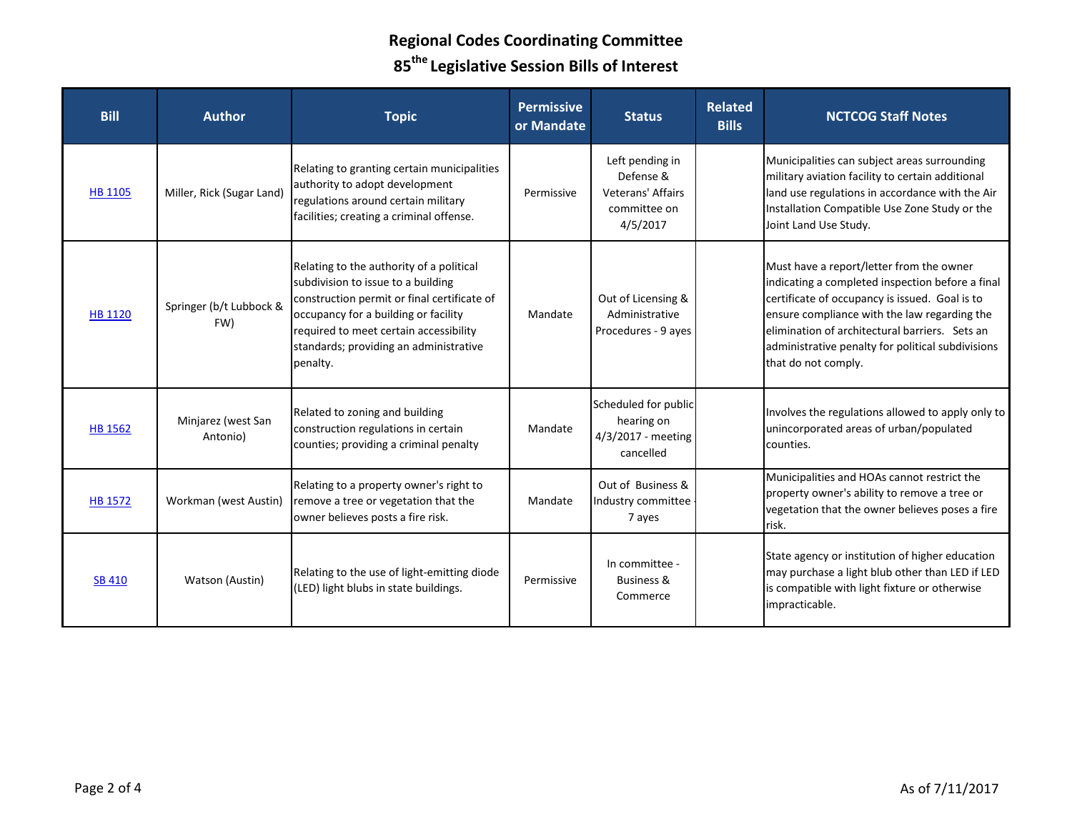# Regional Codes Coordinating Committee

## 85th Legislative Session Bills of Interest

| Bill | Author | Topic | Permissive or Mandate | Status | Related Bills | NCTCOG Staff Notes |
|---|---|---|---|---|---|---|
| HB 1105 | Miller, Rick (Sugar Land) | Relating to granting certain municipalities authority to adopt development regulations around certain military facilities; creating a criminal offense. | Permissive | Left pending in Defense & Veterans' Affairs committee on 4/5/2017 | | Municipalities can subject areas surrounding military aviation facility to certain additional land use regulations in accordance with the Air Installation Compatible Use Zone Study or the Joint Land Use Study. |
| HB 1120 | Springer (b/t Lubbock & FW) | Relating to the authority of a political subdivision to issue to a building construction permit or final certificate of occupancy for a building or facility required to meet certain accessibility standards; providing an administrative penalty. | Mandate | Out of Licensing & Administrative Procedures - 9 ayes | | Must have a report/letter from the owner indicating a completed inspection before a final certificate of occupancy is issued. Goal is to ensure compliance with the law regarding the elimination of architectural barriers. Sets an administrative penalty for political subdivisions that do not comply. |
| HB 1562 | Minjarez (west San Antonio) | Related to zoning and building construction regulations in certain counties; providing a criminal penalty | Mandate | Scheduled for public hearing on 4/3/2017 - meeting cancelled | | Involves the regulations allowed to apply only to unincorporated areas of urban/populated counties. |
| HB 1572 | Workman (west Austin) | Relating to a property owner's right to remove a tree or vegetation that the owner believes posts a fire risk. | Mandate | Out of Business & Industry committee - 7 ayes | | Municipalities and HOAs cannot restrict the property owner's ability to remove a tree or vegetation that the owner believes poses a fire risk. |
| SB 410 | Watson (Austin) | Relating to the use of light-emitting diode (LED) light blubs in state buildings. | Permissive | In committee - Business & Commerce | | State agency or institution of higher education may purchase a light blub other than LED if LED is compatible with light fixture or otherwise impracticable. |

As of 7/11/2017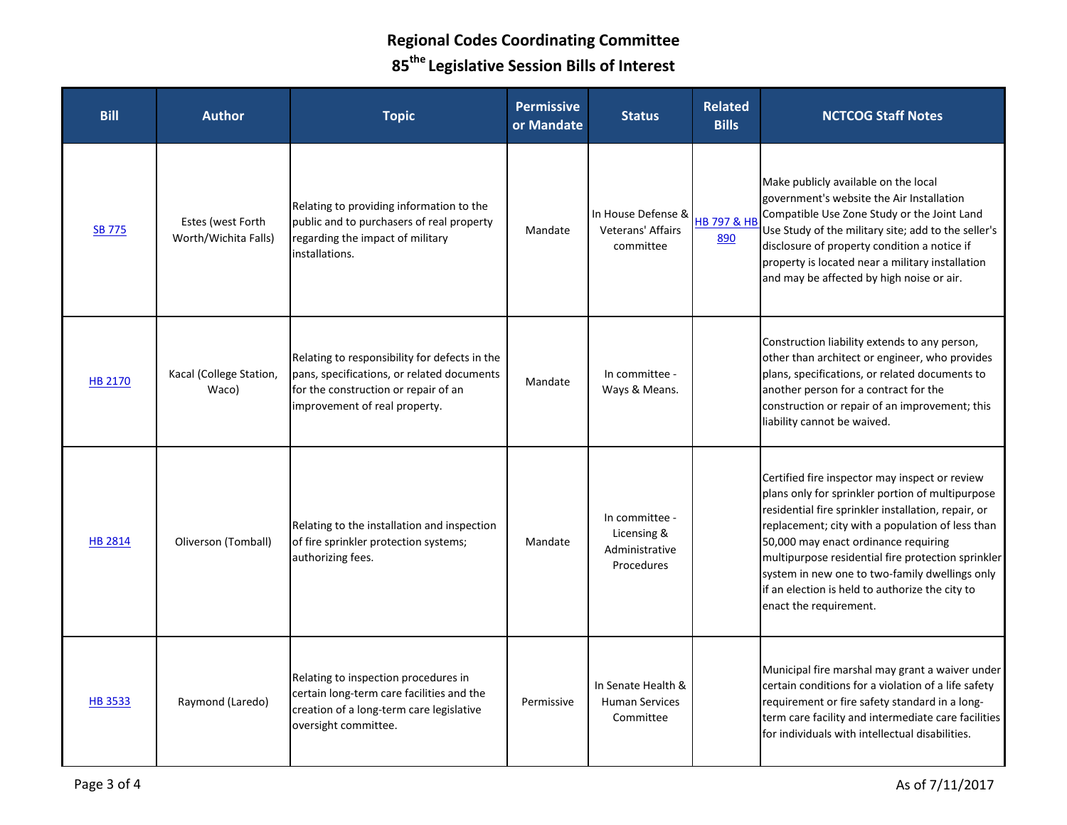# Regional Codes Coordinating Committee

## 85[the] Legislative Session Bills of Interest

| Bill | Author | Topic | Permissive or Mandate | Status | Related Bills | NCTCOG Staff Notes |
|---|---|---|---|---|---|---|
| SB 775 | Estes (west Forth Worth/Wichita Falls) | Relating to providing information to the public and to purchasers of real property regarding the impact of military installations. | Mandate | In House Defense & Veterans' Affairs committee | HB 797 & HB 890 | Make publicly available on the local government's website the Air Installation Compatible Use Zone Study or the Joint Land Use Study of the military site; add to the seller's disclosure of property condition a notice if property is located near a military installation and may be affected by high noise or air. |
| HB 2170 | Kacal (College Station, Waco) | Relating to responsibility for defects in the pans, specifications, or related documents for the construction or repair of an improvement of real property. | Mandate | In committee - Ways & Means. | | Construction liability extends to any person, other than architect or engineer, who provides plans, specifications, or related documents to another person for a contract for the construction or repair of an improvement; this liability cannot be waived. |
| HB 2814 | Oliverson (Tomball) | Relating to the installation and inspection of fire sprinkler protection systems; authorizing fees. | Mandate | In committee - Licensing & Administrative Procedures | | Certified fire inspector may inspect or review plans only for sprinkler portion of multipurpose residential fire sprinkler installation, repair, or replacement; city with a population of less than 50,000 may enact ordinance requiring multipurpose residential fire protection sprinkler system in new one to two-family dwellings only if an election is held to authorize the city to enact the requirement. |
| HB 3533 | Raymond (Laredo) | Relating to inspection procedures in certain long-term care facilities and the creation of a long-term care legislative oversight committee. | Permissive | In Senate Health & Human Services Committee | | Municipal fire marshal may grant a waiver under certain conditions for a violation of a life safety requirement or fire safety standard in a long-term care facility and intermediate care facilities for individuals with intellectual disabilities. |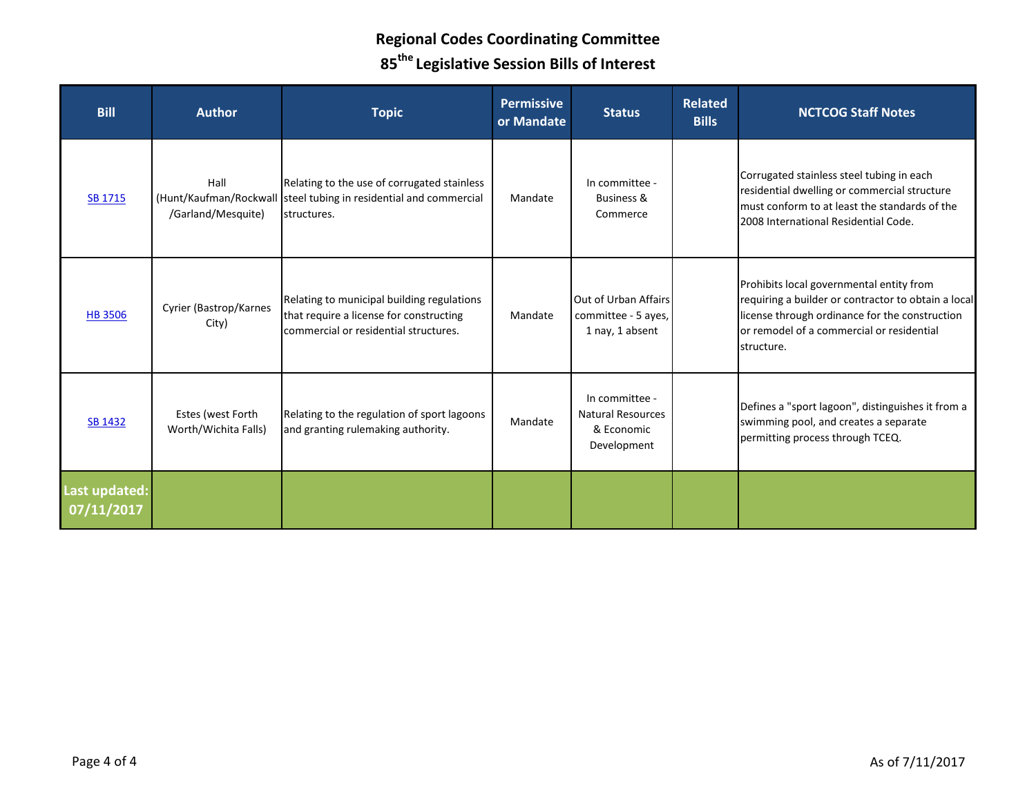## Regional Codes Coordinating Committee

## 85[the] Legislative Session Bills of Interest

| Bill | Author | Topic | Permissive or Mandate | Status | Related Bills | NCTCOG Staff Notes |
|---|---|---|---|---|---|---|
| SB 1715 | Hall (Hunt/Kaufman/Rockwall /Garland/Mesquite) | Relating to the use of corrugated stainless steel tubing in residential and commercial structures. | Mandate | In committee - Business & Commerce | | Corrugated stainless steel tubing in each residential dwelling or commercial structure must conform to at least the standards of the 2008 International Residential Code. |
| HB 3506 | Cyrier (Bastrop/Karnes City) | Relating to municipal building regulations that require a license for constructing commercial or residential structures. | Mandate | Out of Urban Affairs committee - 5 ayes, 1 nay, 1 absent | | Prohibits local governmental entity from requiring a builder or contractor to obtain a local license through ordinance for the construction or remodel of a commercial or residential structure. |
| SB 1432 | Estes (west Forth Worth/Wichita Falls) | Relating to the regulation of sport lagoons and granting rulemaking authority. | Mandate | In committee - Natural Resources & Economic Development | | Defines a "sport lagoon", distinguishes it from a swimming pool, and creates a separate permitting process through TCEQ. |
| **Last updated: 07/11/2017** | | | | | | |